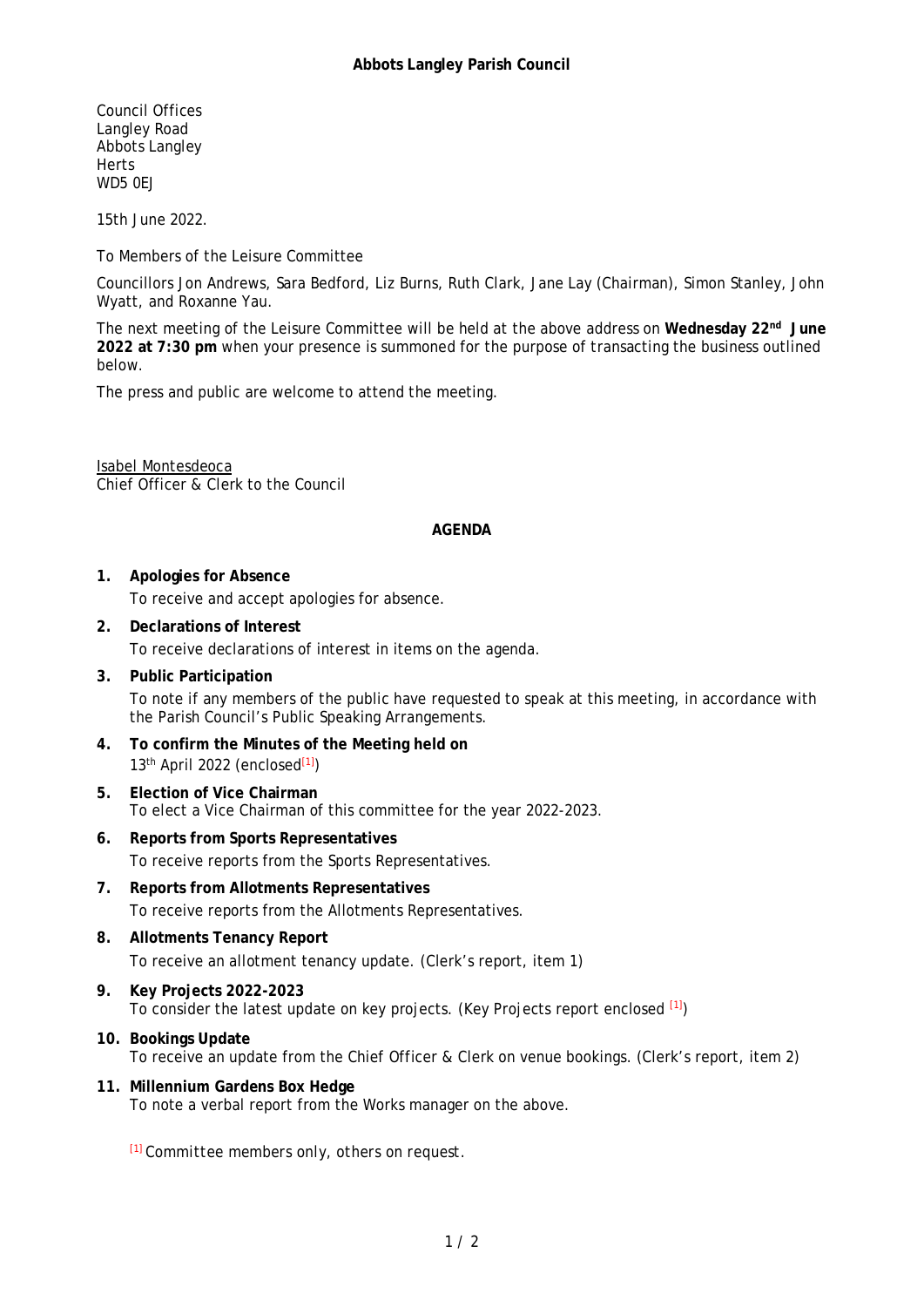# Abbots Langley Parish Council

Council Offices
Langley Road
Abbots Langley
Herts
WD5 0EJ

15th June 2022.

To Members of the Leisure Committee

Councillors Jon Andrews, Sara Bedford, Liz Burns, Ruth Clark, Jane Lay (Chairman), Simon Stanley, John Wyatt, and Roxanne Yau.

The next meeting of the Leisure Committee will be held at the above address on **Wednesday 22nd June 2022 at 7:30 pm** when your presence is summoned for the purpose of transacting the business outlined below.

The press and public are welcome to attend the meeting.

Isabel Montesdeoca
Chief Officer & Clerk to the Council

## AGENDA

1. **Apologies for Absence**
   To receive and accept apologies for absence.
2. **Declarations of Interest**
   To receive declarations of interest in items on the agenda.
3. **Public Participation**
   To note if any members of the public have requested to speak at this meeting, in accordance with the Parish Council's Public Speaking Arrangements.
4. **To confirm the Minutes of the Meeting held on**
   13th April 2022 (enclosed[1])
5. **Election of Vice Chairman**
   To elect a Vice Chairman of this committee for the year 2022-2023.
6. **Reports from Sports Representatives**
   To receive reports from the Sports Representatives.
7. **Reports from Allotments Representatives**
   To receive reports from the Allotments Representatives.
8. **Allotments Tenancy Report**
   To receive an allotment tenancy update. (Clerk's report, item 1)
9. **Key Projects 2022-2023**
   To consider the latest update on key projects. (Key Projects report enclosed [1])
10. **Bookings Update**
    To receive an update from the Chief Officer & Clerk on venue bookings. (Clerk's report, item 2)
11. **Millennium Gardens Box Hedge**
    To note a verbal report from the Works manager on the above.

[1] Committee members only, others on request.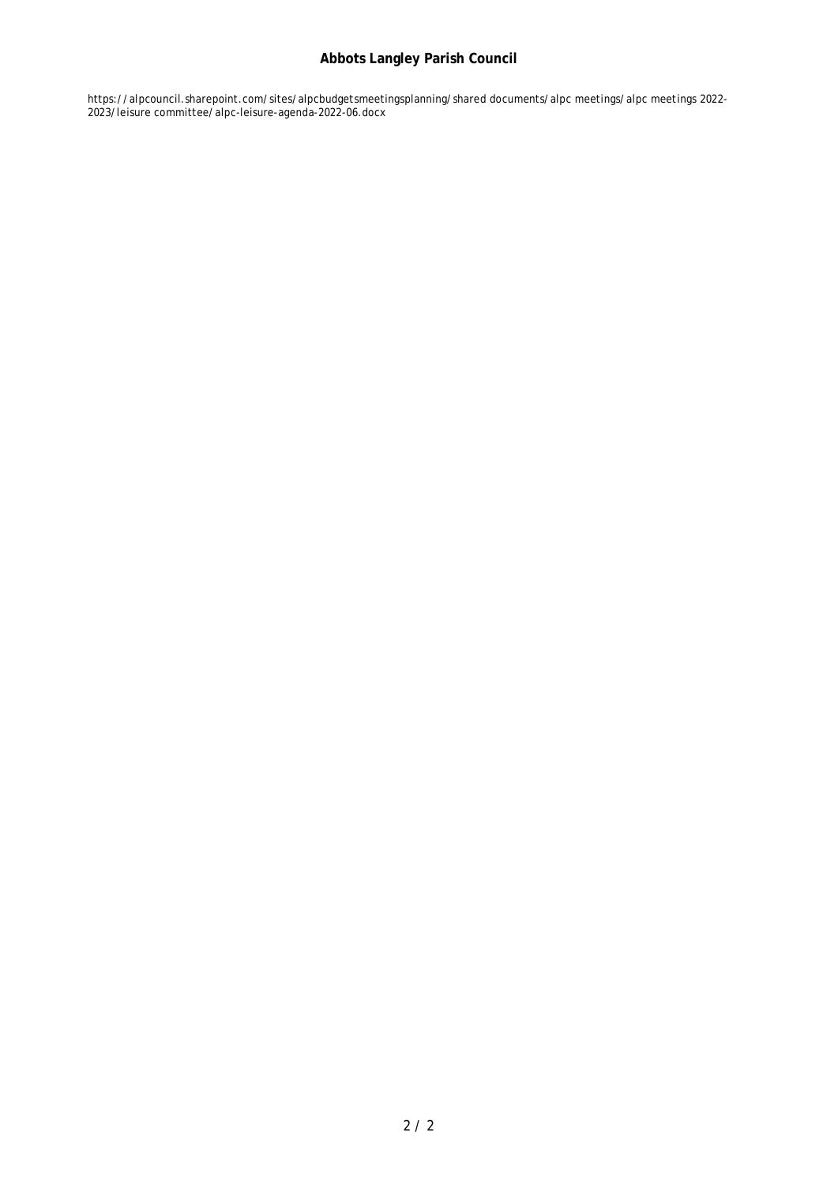https://alpcouncil.sharepoint.com/sites/alpcbudgetsmeetingsplanning/shared documents/alpc meetings/alpc meetings 2022-2023/leisure committee/alpc-leisure-agenda-2022-06.docx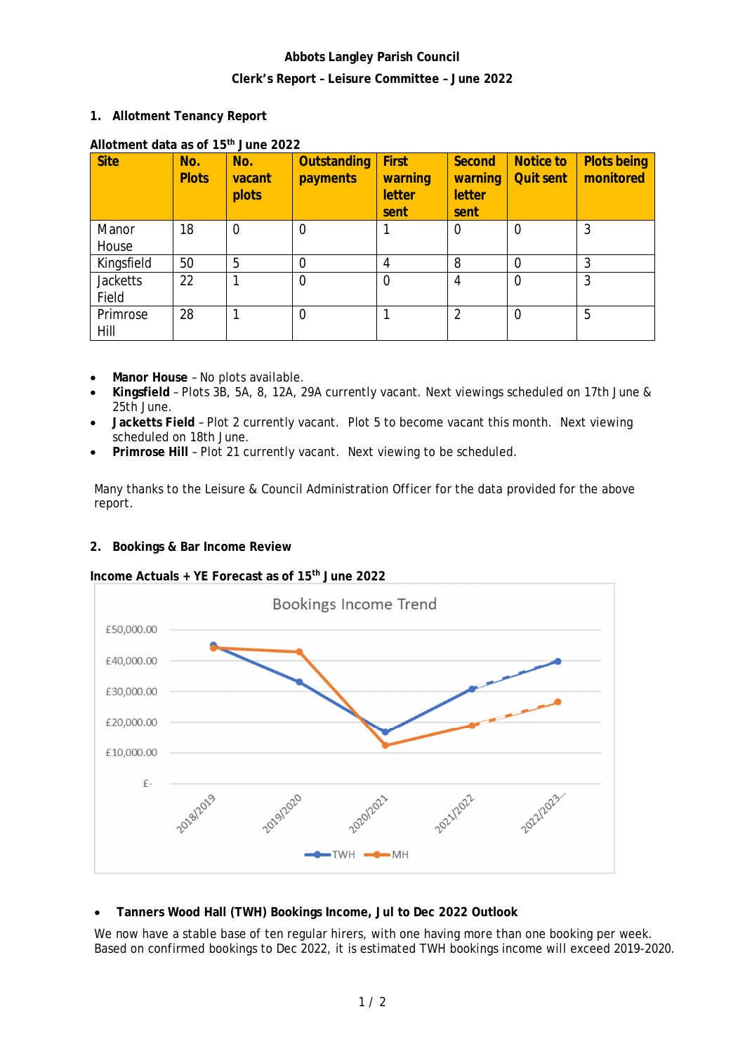**Abbots Langley Parish Council**

**Clerk's Report – Leisure Committee – June 2022**

## 1. Allotment Tenancy Report

**Allotment data as of 15th June 2022**

| Site | No. Plots | No. vacant plots | Outstanding payments | First warning letter sent | Second warning letter sent | Notice to Quit sent | Plots being monitored |
|---|---|---|---|---|---|---|---|
| Manor House | 18 | 0 | 0 | 1 | 0 | 0 | 3 |
| Kingsfield | 50 | 5 | 0 | 4 | 8 | 0 | 3 |
| Jacketts Field | 22 | 1 | 0 | 0 | 4 | 0 | 3 |
| Primrose Hill | 28 | 1 | 0 | 1 | 2 | 0 | 5 |

- **Manor House** – No plots available.
- **Kingsfield** – Plots 3B, 5A, 8, 12A, 29A currently vacant. Next viewings scheduled on 17th June & 25th June.
- **Jacketts Field** – Plot 2 currently vacant. Plot 5 to become vacant this month. Next viewing scheduled on 18th June.
- **Primrose Hill** – Plot 21 currently vacant. Next viewing to be scheduled.

Many thanks to the Leisure & Council Administration Officer for the data provided for the above report.

## 2. Bookings & Bar Income Review

**Income Actuals + YE Forecast as of 15th June 2022**

Bookings Income Trend

£50,000.00
£40,000.00
£30,000.00
£20,000.00
£10,000.00
£-

2018/2019 2019/2020 2020/2021 2021/2022 2022/2023...

TWH MH

- **Tanners Wood Hall (TWH) Bookings Income, Jul to Dec 2022 Outlook**

We now have a stable base of ten regular hirers, with one having more than one booking per week. Based on confirmed bookings to Dec 2022, it is estimated TWH bookings income will exceed 2019-2020.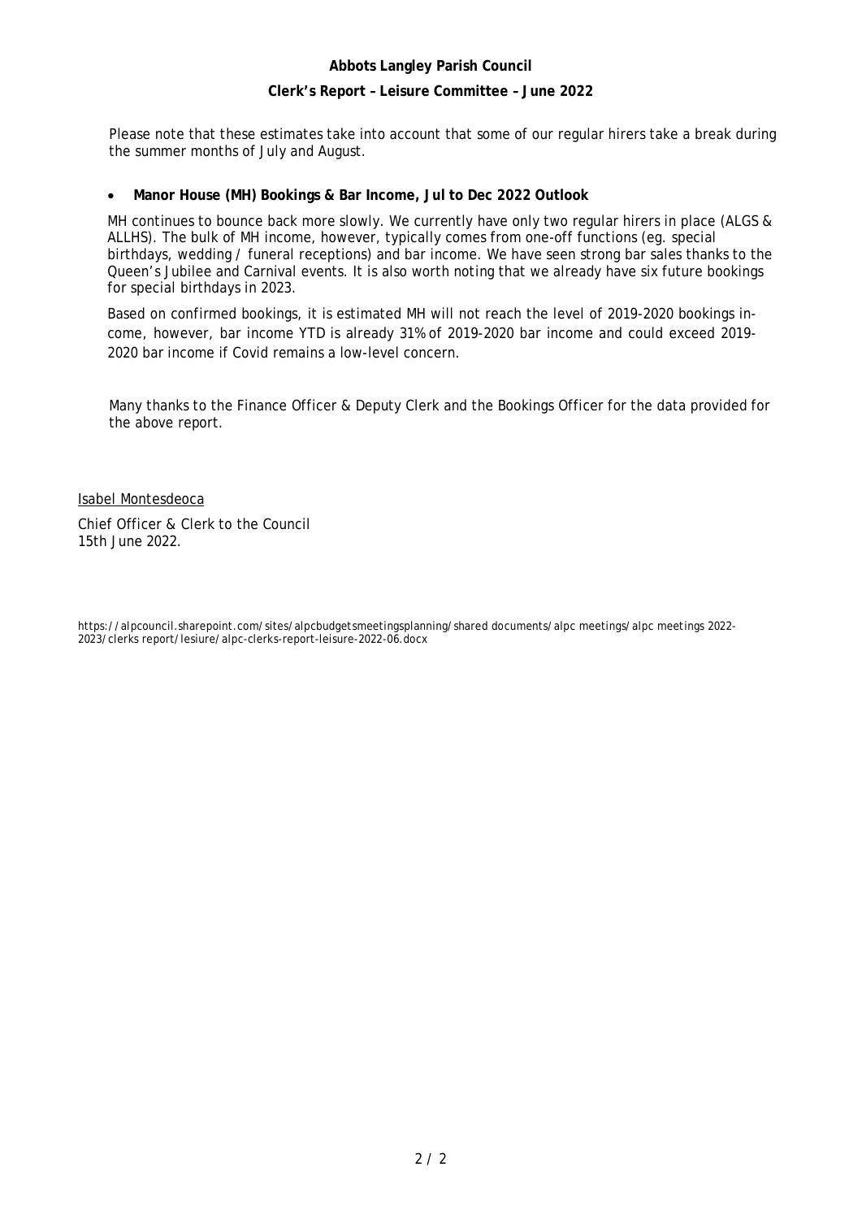Please note that these estimates take into account that some of our regular hirers take a break during the summer months of July and August.

- **Manor House (MH) Bookings & Bar Income, Jul to Dec 2022 Outlook**

MH continues to bounce back more slowly. We currently have only two regular hirers in place (ALGS & ALLHS). The bulk of MH income, however, typically comes from one-off functions (eg. special birthdays, wedding / funeral receptions) and bar income. We have seen strong bar sales thanks to the Queen's Jubilee and Carnival events. It is also worth noting that we already have six future bookings for special birthdays in 2023.

Based on confirmed bookings, it is estimated MH will not reach the level of 2019-2020 bookings income, however, bar income YTD is already 31% of 2019-2020 bar income and could exceed 2019-2020 bar income if Covid remains a low-level concern.

Many thanks to the Finance Officer & Deputy Clerk and the Bookings Officer for the data provided for the above report.

Isabel Montesdeoca

Chief Officer & Clerk to the Council
15th June 2022.

https://alpcouncil.sharepoint.com/sites/alpcbudgetsmeetingsplanning/shared documents/alpc meetings/alpc meetings 2022-2023/clerks report/lesiure/alpc-clerks-report-leisure-2022-06.docx